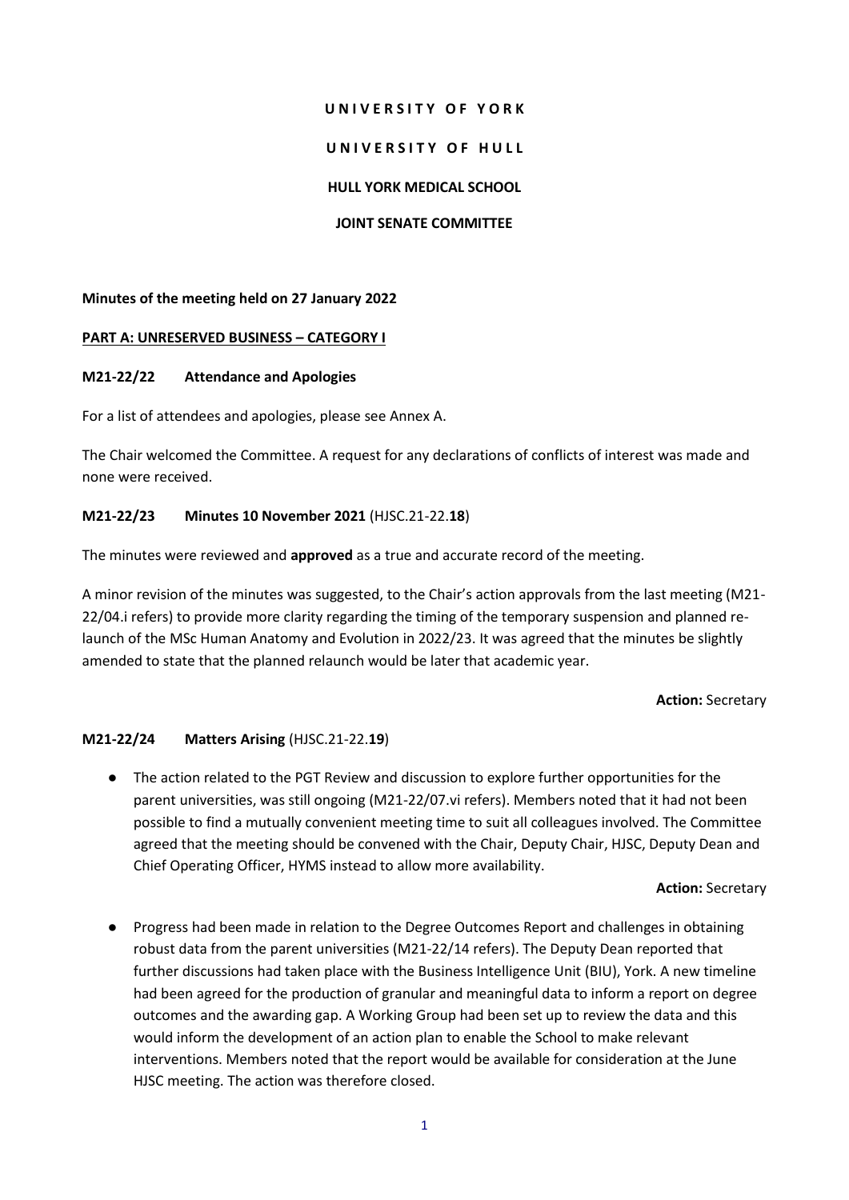**U N I V E R S I T Y  O F  Y O R K**

**U N I V E R S I T Y  O F  H U L L**

**HULL YORK MEDICAL SCHOOL**

**JOINT SENATE COMMITTEE**

**Minutes of the meeting held on 27 January 2022**

**PART A: UNRESERVED BUSINESS – CATEGORY I**

**M21-22/22 Attendance and Apologies**

For a list of attendees and apologies, please see Annex A.

The Chair welcomed the Committee. A request for any declarations of conflicts of interest was made and none were received.

**M21-22/23 Minutes 10 November 2021** (HJSC.21-22.**18**)

The minutes were reviewed and **approved** as a true and accurate record of the meeting.

A minor revision of the minutes was suggested, to the Chair's action approvals from the last meeting (M21-22/04.i refers) to provide more clarity regarding the timing of the temporary suspension and planned re-launch of the MSc Human Anatomy and Evolution in 2022/23. It was agreed that the minutes be slightly amended to state that the planned relaunch would be later that academic year.

**Action:** Secretary

**M21-22/24 Matters Arising** (HJSC.21-22.**19**)

- The action related to the PGT Review and discussion to explore further opportunities for the parent universities, was still ongoing (M21-22/07.vi refers). Members noted that it had not been possible to find a mutually convenient meeting time to suit all colleagues involved. The Committee agreed that the meeting should be convened with the Chair, Deputy Chair, HJSC, Deputy Dean and Chief Operating Officer, HYMS instead to allow more availability.

  **Action:** Secretary

- Progress had been made in relation to the Degree Outcomes Report and challenges in obtaining robust data from the parent universities (M21-22/14 refers). The Deputy Dean reported that further discussions had taken place with the Business Intelligence Unit (BIU), York. A new timeline had been agreed for the production of granular and meaningful data to inform a report on degree outcomes and the awarding gap. A Working Group had been set up to review the data and this would inform the development of an action plan to enable the School to make relevant interventions. Members noted that the report would be available for consideration at the June HJSC meeting. The action was therefore closed.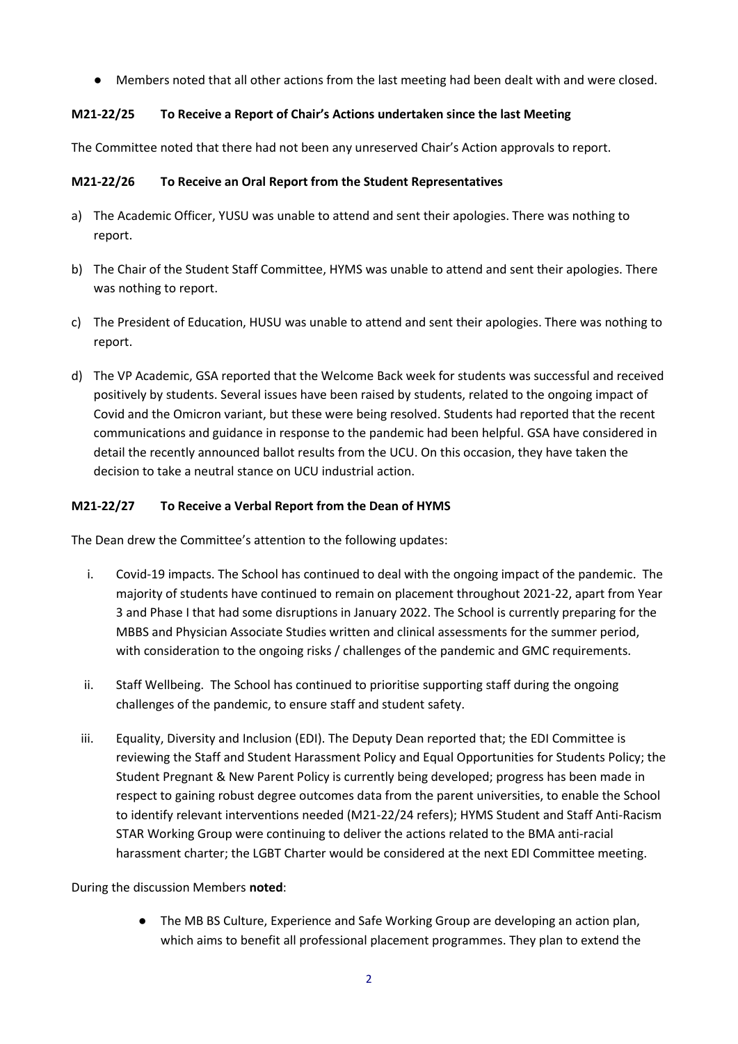- Members noted that all other actions from the last meeting had been dealt with and were closed.

**M21-22/25 To Receive a Report of Chair's Actions undertaken since the last Meeting**

The Committee noted that there had not been any unreserved Chair's Action approvals to report.

**M21-22/26 To Receive an Oral Report from the Student Representatives**

a) The Academic Officer, YUSU was unable to attend and sent their apologies. There was nothing to report.

b) The Chair of the Student Staff Committee, HYMS was unable to attend and sent their apologies. There was nothing to report.

c) The President of Education, HUSU was unable to attend and sent their apologies. There was nothing to report.

d) The VP Academic, GSA reported that the Welcome Back week for students was successful and received positively by students. Several issues have been raised by students, related to the ongoing impact of Covid and the Omicron variant, but these were being resolved. Students had reported that the recent communications and guidance in response to the pandemic had been helpful. GSA have considered in detail the recently announced ballot results from the UCU. On this occasion, they have taken the decision to take a neutral stance on UCU industrial action.

**M21-22/27 To Receive a Verbal Report from the Dean of HYMS**

The Dean drew the Committee's attention to the following updates:

i. Covid-19 impacts. The School has continued to deal with the ongoing impact of the pandemic. The majority of students have continued to remain on placement throughout 2021-22, apart from Year 3 and Phase I that had some disruptions in January 2022. The School is currently preparing for the MBBS and Physician Associate Studies written and clinical assessments for the summer period, with consideration to the ongoing risks / challenges of the pandemic and GMC requirements.

ii. Staff Wellbeing. The School has continued to prioritise supporting staff during the ongoing challenges of the pandemic, to ensure staff and student safety.

iii. Equality, Diversity and Inclusion (EDI). The Deputy Dean reported that; the EDI Committee is reviewing the Staff and Student Harassment Policy and Equal Opportunities for Students Policy; the Student Pregnant & New Parent Policy is currently being developed; progress has been made in respect to gaining robust degree outcomes data from the parent universities, to enable the School to identify relevant interventions needed (M21-22/24 refers); HYMS Student and Staff Anti-Racism STAR Working Group were continuing to deliver the actions related to the BMA anti-racial harassment charter; the LGBT Charter would be considered at the next EDI Committee meeting.

During the discussion Members **noted**:

- The MB BS Culture, Experience and Safe Working Group are developing an action plan, which aims to benefit all professional placement programmes. They plan to extend the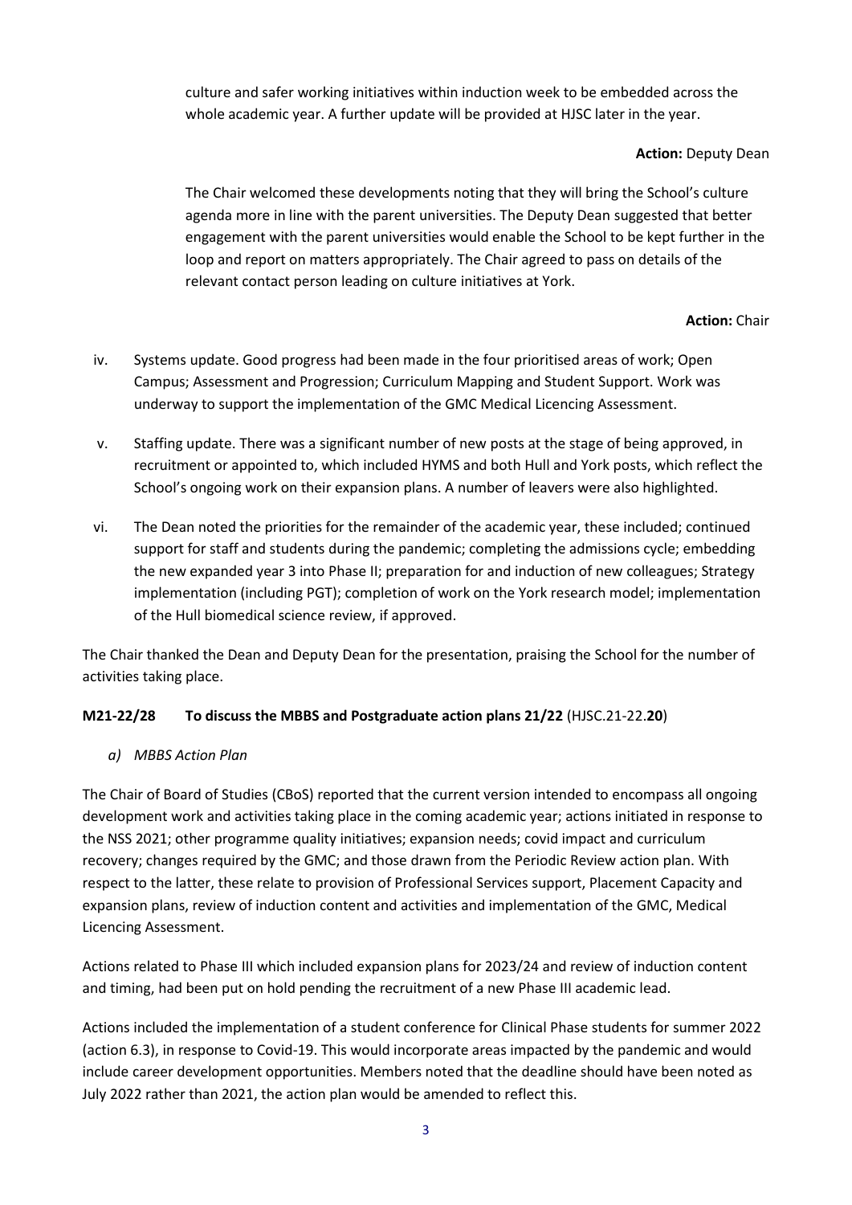culture and safer working initiatives within induction week to be embedded across the whole academic year. A further update will be provided at HJSC later in the year.

**Action:** Deputy Dean

The Chair welcomed these developments noting that they will bring the School's culture agenda more in line with the parent universities. The Deputy Dean suggested that better engagement with the parent universities would enable the School to be kept further in the loop and report on matters appropriately. The Chair agreed to pass on details of the relevant contact person leading on culture initiatives at York.

**Action:** Chair

iv. Systems update. Good progress had been made in the four prioritised areas of work; Open Campus; Assessment and Progression; Curriculum Mapping and Student Support. Work was underway to support the implementation of the GMC Medical Licencing Assessment.

v. Staffing update. There was a significant number of new posts at the stage of being approved, in recruitment or appointed to, which included HYMS and both Hull and York posts, which reflect the School's ongoing work on their expansion plans. A number of leavers were also highlighted.

vi. The Dean noted the priorities for the remainder of the academic year, these included; continued support for staff and students during the pandemic; completing the admissions cycle; embedding the new expanded year 3 into Phase II; preparation for and induction of new colleagues; Strategy implementation (including PGT); completion of work on the York research model; implementation of the Hull biomedical science review, if approved.

The Chair thanked the Dean and Deputy Dean for the presentation, praising the School for the number of activities taking place.

**M21-22/28 To discuss the MBBS and Postgraduate action plans 21/22** (HJSC.21-22.**20**)

*a) MBBS Action Plan*

The Chair of Board of Studies (CBoS) reported that the current version intended to encompass all ongoing development work and activities taking place in the coming academic year; actions initiated in response to the NSS 2021; other programme quality initiatives; expansion needs; covid impact and curriculum recovery; changes required by the GMC; and those drawn from the Periodic Review action plan. With respect to the latter, these relate to provision of Professional Services support, Placement Capacity and expansion plans, review of induction content and activities and implementation of the GMC, Medical Licencing Assessment.

Actions related to Phase III which included expansion plans for 2023/24 and review of induction content and timing, had been put on hold pending the recruitment of a new Phase III academic lead.

Actions included the implementation of a student conference for Clinical Phase students for summer 2022 (action 6.3), in response to Covid-19. This would incorporate areas impacted by the pandemic and would include career development opportunities. Members noted that the deadline should have been noted as July 2022 rather than 2021, the action plan would be amended to reflect this.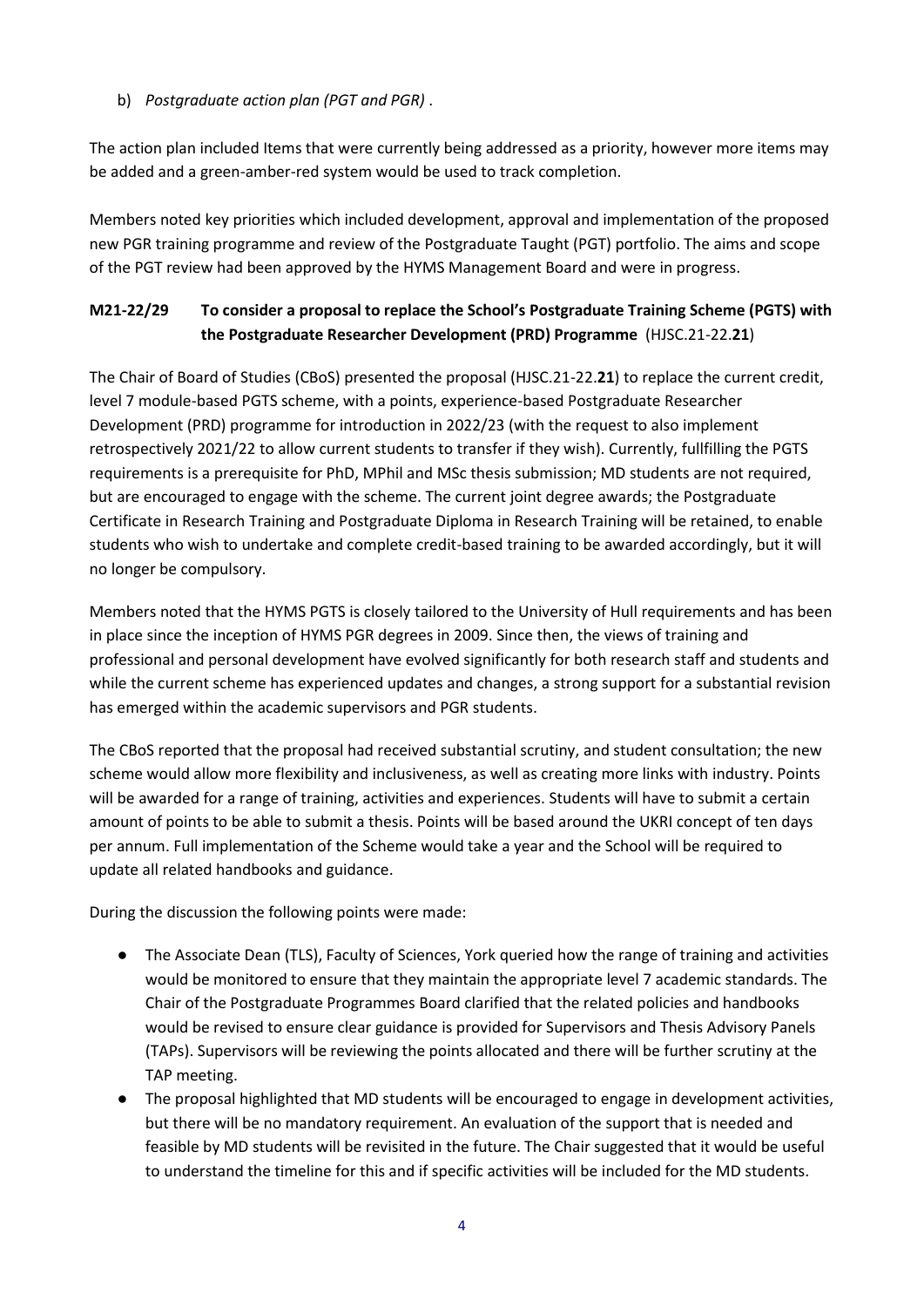b) *Postgraduate action plan (PGT and PGR)* .

The action plan included Items that were currently being addressed as a priority, however more items may be added and a green-amber-red system would be used to track completion.

Members noted key priorities which included development, approval and implementation of the proposed new PGR training programme and review of the Postgraduate Taught (PGT) portfolio. The aims and scope of the PGT review had been approved by the HYMS Management Board and were in progress.

**M21-22/29 To consider a proposal to replace the School's Postgraduate Training Scheme (PGTS) with the Postgraduate Researcher Development (PRD) Programme** (HJSC.21-22.**21**)

The Chair of Board of Studies (CBoS) presented the proposal (HJSC.21-22.**21**) to replace the current credit, level 7 module-based PGTS scheme, with a points, experience-based Postgraduate Researcher Development (PRD) programme for introduction in 2022/23 (with the request to also implement retrospectively 2021/22 to allow current students to transfer if they wish). Currently, fullfilling the PGTS requirements is a prerequisite for PhD, MPhil and MSc thesis submission; MD students are not required, but are encouraged to engage with the scheme. The current joint degree awards; the Postgraduate Certificate in Research Training and Postgraduate Diploma in Research Training will be retained, to enable students who wish to undertake and complete credit-based training to be awarded accordingly, but it will no longer be compulsory.

Members noted that the HYMS PGTS is closely tailored to the University of Hull requirements and has been in place since the inception of HYMS PGR degrees in 2009. Since then, the views of training and professional and personal development have evolved significantly for both research staff and students and while the current scheme has experienced updates and changes, a strong support for a substantial revision has emerged within the academic supervisors and PGR students.

The CBoS reported that the proposal had received substantial scrutiny, and student consultation; the new scheme would allow more flexibility and inclusiveness, as well as creating more links with industry. Points will be awarded for a range of training, activities and experiences. Students will have to submit a certain amount of points to be able to submit a thesis. Points will be based around the UKRI concept of ten days per annum. Full implementation of the Scheme would take a year and the School will be required to update all related handbooks and guidance.

During the discussion the following points were made:

- The Associate Dean (TLS), Faculty of Sciences, York queried how the range of training and activities would be monitored to ensure that they maintain the appropriate level 7 academic standards. The Chair of the Postgraduate Programmes Board clarified that the related policies and handbooks would be revised to ensure clear guidance is provided for Supervisors and Thesis Advisory Panels (TAPs). Supervisors will be reviewing the points allocated and there will be further scrutiny at the TAP meeting.
- The proposal highlighted that MD students will be encouraged to engage in development activities, but there will be no mandatory requirement. An evaluation of the support that is needed and feasible by MD students will be revisited in the future. The Chair suggested that it would be useful to understand the timeline for this and if specific activities will be included for the MD students.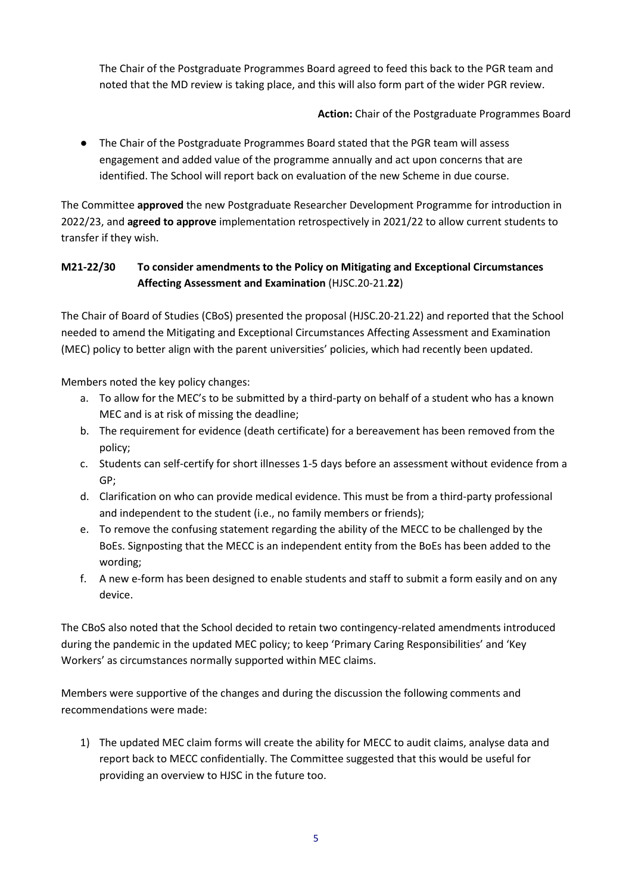The Chair of the Postgraduate Programmes Board agreed to feed this back to the PGR team and noted that the MD review is taking place, and this will also form part of the wider PGR review.

**Action:** Chair of the Postgraduate Programmes Board

- The Chair of the Postgraduate Programmes Board stated that the PGR team will assess engagement and added value of the programme annually and act upon concerns that are identified. The School will report back on evaluation of the new Scheme in due course.

The Committee **approved** the new Postgraduate Researcher Development Programme for introduction in 2022/23, and **agreed to approve** implementation retrospectively in 2021/22 to allow current students to transfer if they wish.

**M21-22/30 To consider amendments to the Policy on Mitigating and Exceptional Circumstances Affecting Assessment and Examination** (HJSC.20-21.**22**)

The Chair of Board of Studies (CBoS) presented the proposal (HJSC.20-21.22) and reported that the School needed to amend the Mitigating and Exceptional Circumstances Affecting Assessment and Examination (MEC) policy to better align with the parent universities' policies, which had recently been updated.

Members noted the key policy changes:

a. To allow for the MEC's to be submitted by a third-party on behalf of a student who has a known MEC and is at risk of missing the deadline;
b. The requirement for evidence (death certificate) for a bereavement has been removed from the policy;
c. Students can self-certify for short illnesses 1-5 days before an assessment without evidence from a GP;
d. Clarification on who can provide medical evidence. This must be from a third-party professional and independent to the student (i.e., no family members or friends);
e. To remove the confusing statement regarding the ability of the MECC to be challenged by the BoEs. Signposting that the MECC is an independent entity from the BoEs has been added to the wording;
f. A new e-form has been designed to enable students and staff to submit a form easily and on any device.

The CBoS also noted that the School decided to retain two contingency-related amendments introduced during the pandemic in the updated MEC policy; to keep 'Primary Caring Responsibilities' and 'Key Workers' as circumstances normally supported within MEC claims.

Members were supportive of the changes and during the discussion the following comments and recommendations were made:

1) The updated MEC claim forms will create the ability for MECC to audit claims, analyse data and report back to MECC confidentially. The Committee suggested that this would be useful for providing an overview to HJSC in the future too.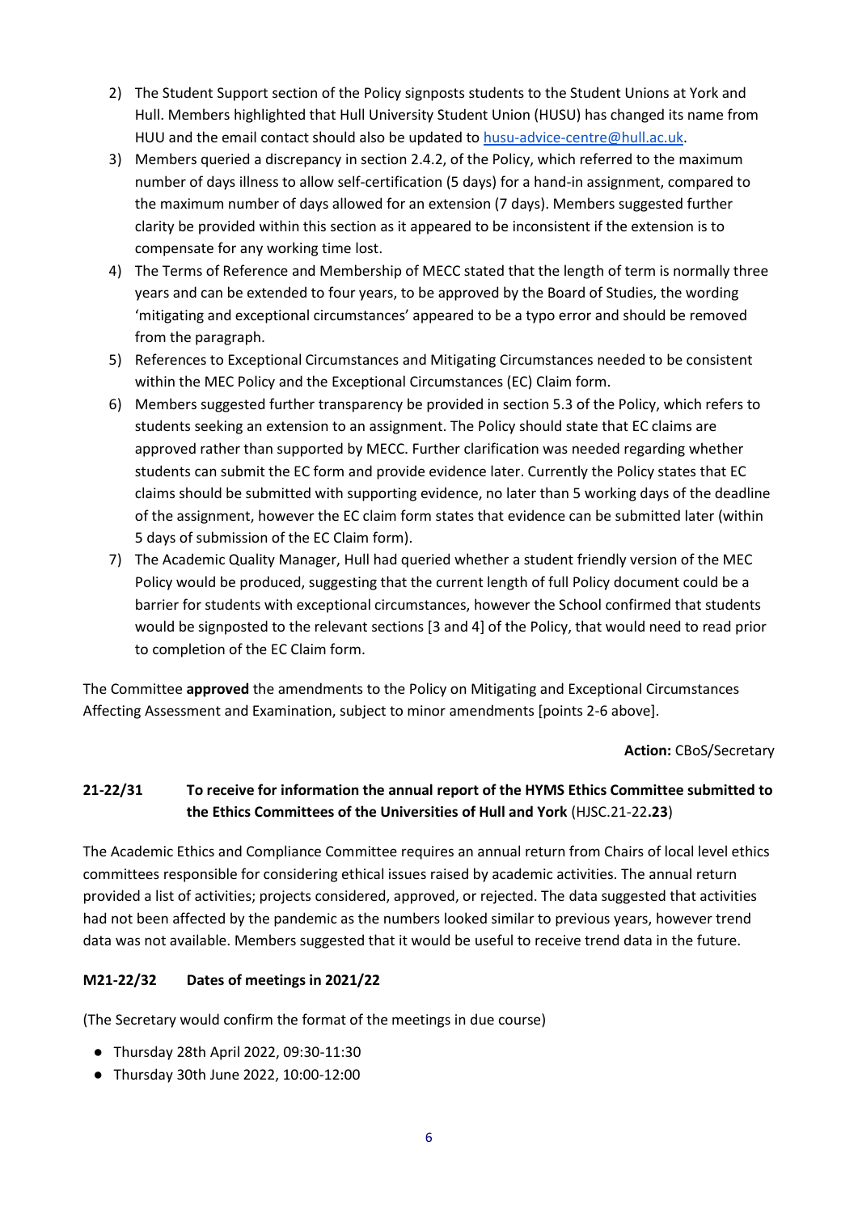2) The Student Support section of the Policy signposts students to the Student Unions at York and Hull. Members highlighted that Hull University Student Union (HUSU) has changed its name from HUU and the email contact should also be updated to husu-advice-centre@hull.ac.uk.
3) Members queried a discrepancy in section 2.4.2, of the Policy, which referred to the maximum number of days illness to allow self-certification (5 days) for a hand-in assignment, compared to the maximum number of days allowed for an extension (7 days). Members suggested further clarity be provided within this section as it appeared to be inconsistent if the extension is to compensate for any working time lost.
4) The Terms of Reference and Membership of MECC stated that the length of term is normally three years and can be extended to four years, to be approved by the Board of Studies, the wording 'mitigating and exceptional circumstances' appeared to be a typo error and should be removed from the paragraph.
5) References to Exceptional Circumstances and Mitigating Circumstances needed to be consistent within the MEC Policy and the Exceptional Circumstances (EC) Claim form.
6) Members suggested further transparency be provided in section 5.3 of the Policy, which refers to students seeking an extension to an assignment. The Policy should state that EC claims are approved rather than supported by MECC. Further clarification was needed regarding whether students can submit the EC form and provide evidence later. Currently the Policy states that EC claims should be submitted with supporting evidence, no later than 5 working days of the deadline of the assignment, however the EC claim form states that evidence can be submitted later (within 5 days of submission of the EC Claim form).
7) The Academic Quality Manager, Hull had queried whether a student friendly version of the MEC Policy would be produced, suggesting that the current length of full Policy document could be a barrier for students with exceptional circumstances, however the School confirmed that students would be signposted to the relevant sections [3 and 4] of the Policy, that would need to read prior to completion of the EC Claim form.

The Committee **approved** the amendments to the Policy on Mitigating and Exceptional Circumstances Affecting Assessment and Examination, subject to minor amendments [points 2-6 above].

**Action:** CBoS/Secretary

### 21-22/31 To receive for information the annual report of the HYMS Ethics Committee submitted to the Ethics Committees of the Universities of Hull and York (HJSC.21-22.**23**)

The Academic Ethics and Compliance Committee requires an annual return from Chairs of local level ethics committees responsible for considering ethical issues raised by academic activities. The annual return provided a list of activities; projects considered, approved, or rejected. The data suggested that activities had not been affected by the pandemic as the numbers looked similar to previous years, however trend data was not available. Members suggested that it would be useful to receive trend data in the future.

### M21-22/32 Dates of meetings in 2021/22

(The Secretary would confirm the format of the meetings in due course)

- Thursday 28th April 2022, 09:30-11:30
- Thursday 30th June 2022, 10:00-12:00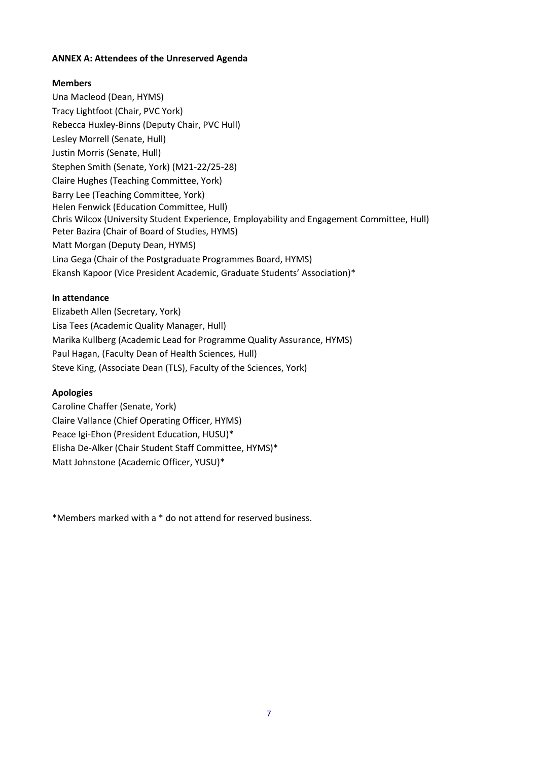**ANNEX A: Attendees of the Unreserved Agenda**

**Members**

Una Macleod (Dean, HYMS)
Tracy Lightfoot (Chair, PVC York)
Rebecca Huxley-Binns (Deputy Chair, PVC Hull)
Lesley Morrell (Senate, Hull)
Justin Morris (Senate, Hull)
Stephen Smith (Senate, York) (M21-22/25-28)
Claire Hughes (Teaching Committee, York)
Barry Lee (Teaching Committee, York)
Helen Fenwick (Education Committee, Hull)
Chris Wilcox (University Student Experience, Employability and Engagement Committee, Hull)
Peter Bazira (Chair of Board of Studies, HYMS)
Matt Morgan (Deputy Dean, HYMS)
Lina Gega (Chair of the Postgraduate Programmes Board, HYMS)
Ekansh Kapoor (Vice President Academic, Graduate Students' Association)*

**In attendance**

Elizabeth Allen (Secretary, York)
Lisa Tees (Academic Quality Manager, Hull)
Marika Kullberg (Academic Lead for Programme Quality Assurance, HYMS)
Paul Hagan, (Faculty Dean of Health Sciences, Hull)
Steve King, (Associate Dean (TLS), Faculty of the Sciences, York)

**Apologies**

Caroline Chaffer (Senate, York)
Claire Vallance (Chief Operating Officer, HYMS)
Peace Igi-Ehon (President Education, HUSU)*
Elisha De-Alker (Chair Student Staff Committee, HYMS)*
Matt Johnstone (Academic Officer, YUSU)*

*Members marked with a * do not attend for reserved business.